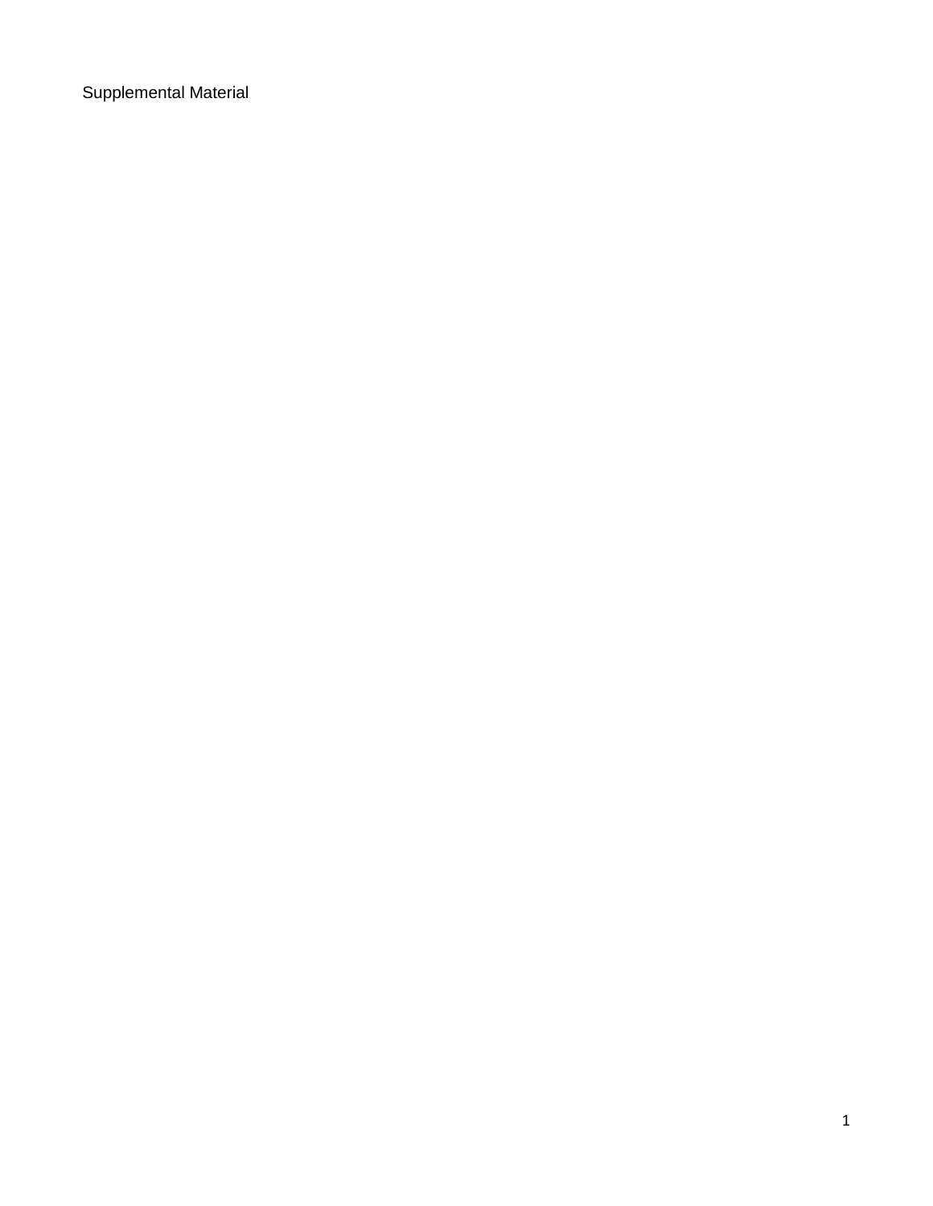Supplemental Material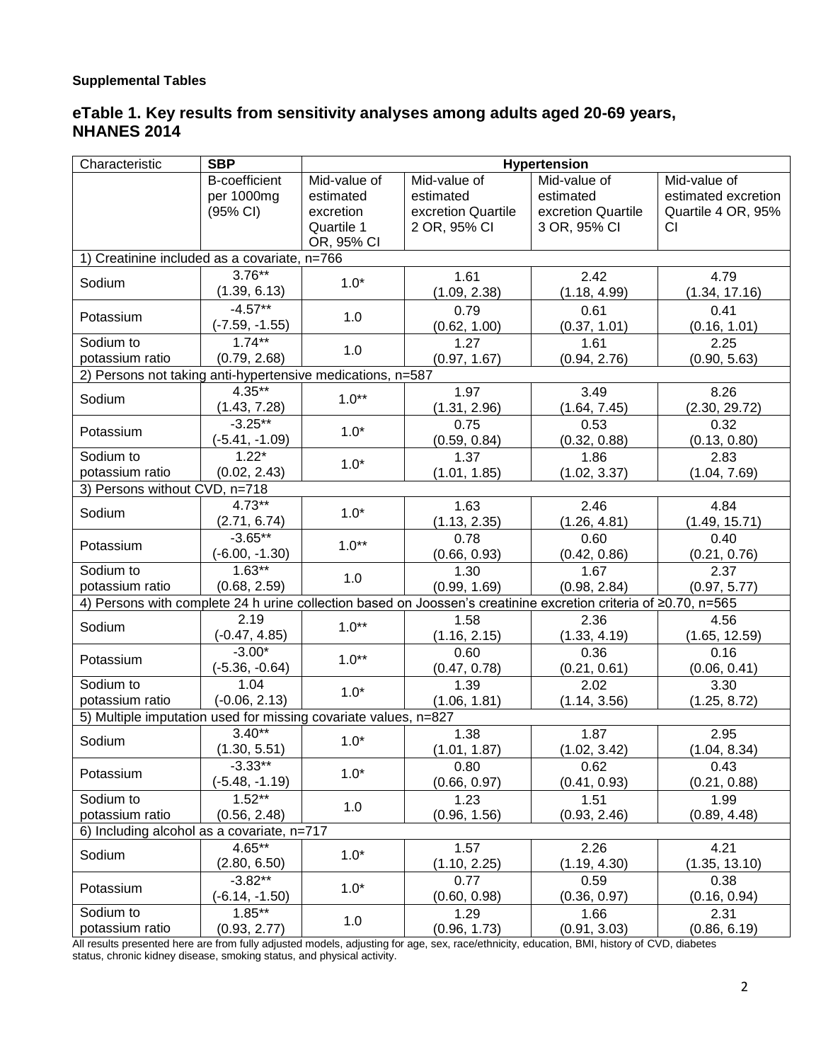**Supplemental Tables**

## eTable 1. Key results from sensitivity analyses among adults aged 20-69 years, NHANES 2014

| Characteristic | SBP | Hypertension | | | |
|---|---|---|---|---|---|
| | B-coefficient per 1000mg (95% CI) | Mid-value of estimated excretion Quartile 1 OR, 95% CI | Mid-value of estimated excretion Quartile 2 OR, 95% CI | Mid-value of estimated excretion Quartile 3 OR, 95% CI | Mid-value of estimated excretion Quartile 4 OR, 95% CI |
| 1) Creatinine included as a covariate, n=766 | | | | | |
| Sodium | 3.76** (1.39, 6.13) | 1.0* | 1.61 (1.09, 2.38) | 2.42 (1.18, 4.99) | 4.79 (1.34, 17.16) |
| Potassium | -4.57** (-7.59, -1.55) | 1.0 | 0.79 (0.62, 1.00) | 0.61 (0.37, 1.01) | 0.41 (0.16, 1.01) |
| Sodium to potassium ratio | 1.74** (0.79, 2.68) | 1.0 | 1.27 (0.97, 1.67) | 1.61 (0.94, 2.76) | 2.25 (0.90, 5.63) |
| 2) Persons not taking anti-hypertensive medications, n=587 | | | | | |
| Sodium | 4.35** (1.43, 7.28) | 1.0** | 1.97 (1.31, 2.96) | 3.49 (1.64, 7.45) | 8.26 (2.30, 29.72) |
| Potassium | -3.25** (-5.41, -1.09) | 1.0* | 0.75 (0.59, 0.84) | 0.53 (0.32, 0.88) | 0.32 (0.13, 0.80) |
| Sodium to potassium ratio | 1.22* (0.02, 2.43) | 1.0* | 1.37 (1.01, 1.85) | 1.86 (1.02, 3.37) | 2.83 (1.04, 7.69) |
| 3) Persons without CVD, n=718 | | | | | |
| Sodium | 4.73** (2.71, 6.74) | 1.0* | 1.63 (1.13, 2.35) | 2.46 (1.26, 4.81) | 4.84 (1.49, 15.71) |
| Potassium | -3.65** (-6.00, -1.30) | 1.0** | 0.78 (0.66, 0.93) | 0.60 (0.42, 0.86) | 0.40 (0.21, 0.76) |
| Sodium to potassium ratio | 1.63** (0.68, 2.59) | 1.0 | 1.30 (0.99, 1.69) | 1.67 (0.98, 2.84) | 2.37 (0.97, 5.77) |
| 4) Persons with complete 24 h urine collection based on Joossen's creatinine excretion criteria of ≥0.70, n=565 | | | | | |
| Sodium | 2.19 (-0.47, 4.85) | 1.0** | 1.58 (1.16, 2.15) | 2.36 (1.33, 4.19) | 4.56 (1.65, 12.59) |
| Potassium | -3.00* (-5.36, -0.64) | 1.0** | 0.60 (0.47, 0.78) | 0.36 (0.21, 0.61) | 0.16 (0.06, 0.41) |
| Sodium to potassium ratio | 1.04 (-0.06, 2.13) | 1.0* | 1.39 (1.06, 1.81) | 2.02 (1.14, 3.56) | 3.30 (1.25, 8.72) |
| 5) Multiple imputation used for missing covariate values, n=827 | | | | | |
| Sodium | 3.40** (1.30, 5.51) | 1.0* | 1.38 (1.01, 1.87) | 1.87 (1.02, 3.42) | 2.95 (1.04, 8.34) |
| Potassium | -3.33** (-5.48, -1.19) | 1.0* | 0.80 (0.66, 0.97) | 0.62 (0.41, 0.93) | 0.43 (0.21, 0.88) |
| Sodium to potassium ratio | 1.52** (0.56, 2.48) | 1.0 | 1.23 (0.96, 1.56) | 1.51 (0.93, 2.46) | 1.99 (0.89, 4.48) |
| 6) Including alcohol as a covariate, n=717 | | | | | |
| Sodium | 4.65** (2.80, 6.50) | 1.0* | 1.57 (1.10, 2.25) | 2.26 (1.19, 4.30) | 4.21 (1.35, 13.10) |
| Potassium | -3.82** (-6.14, -1.50) | 1.0* | 0.77 (0.60, 0.98) | 0.59 (0.36, 0.97) | 0.38 (0.16, 0.94) |
| Sodium to potassium ratio | 1.85** (0.93, 2.77) | 1.0 | 1.29 (0.96, 1.73) | 1.66 (0.91, 3.03) | 2.31 (0.86, 6.19) |

All results presented here are from fully adjusted models, adjusting for age, sex, race/ethnicity, education, BMI, history of CVD, diabetes status, chronic kidney disease, smoking status, and physical activity.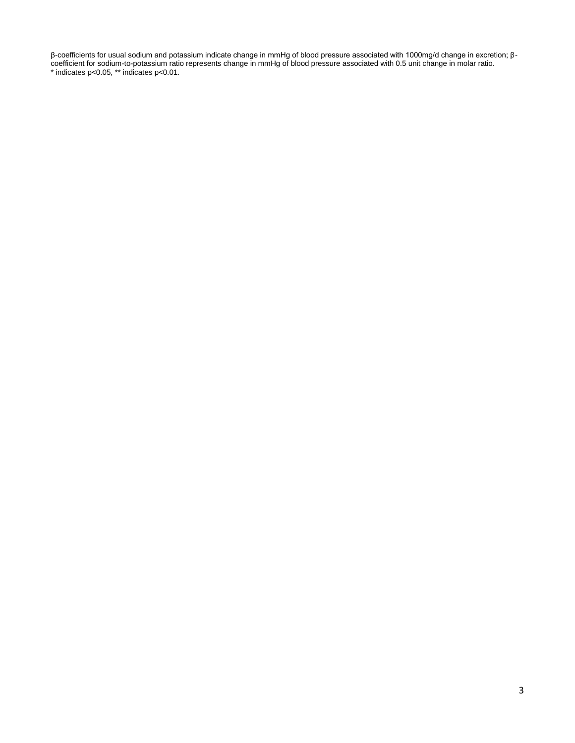β-coefficients for usual sodium and potassium indicate change in mmHg of blood pressure associated with 1000mg/d change in excretion; β-coefficient for sodium-to-potassium ratio represents change in mmHg of blood pressure associated with 0.5 unit change in molar ratio.
* indicates $p<0.05$, ** indicates $p<0.01$.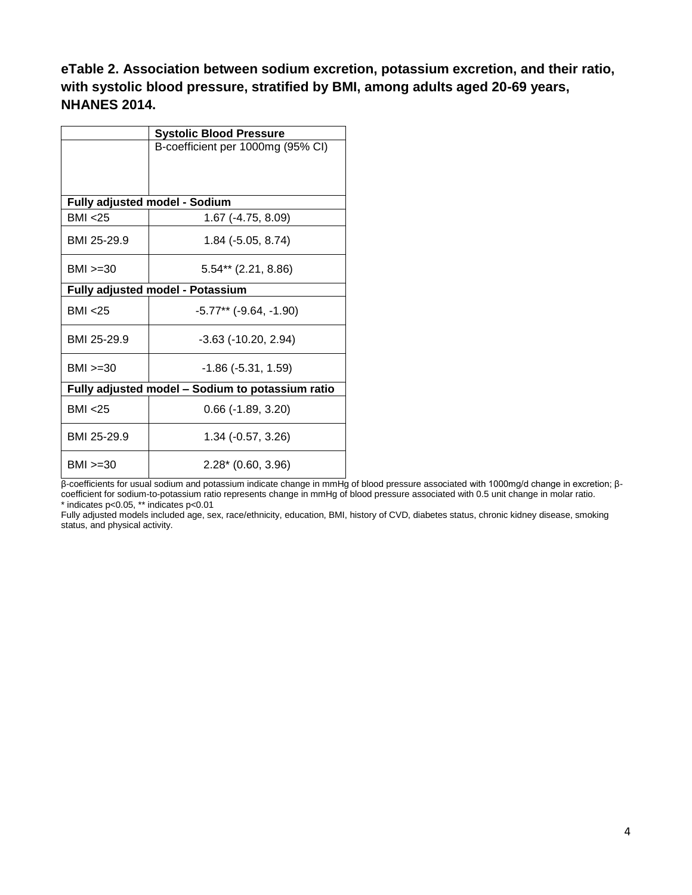**eTable 2. Association between sodium excretion, potassium excretion, and their ratio, with systolic blood pressure, stratified by BMI, among adults aged 20-69 years, NHANES 2014.**

| | Systolic Blood Pressure |
|---|---|
| | B-coefficient per 1000mg (95% CI) |
| **Fully adjusted model - Sodium** | |
| BMI <25 | 1.67 (-4.75, 8.09) |
| BMI 25-29.9 | 1.84 (-5.05, 8.74) |
| BMI >=30 | 5.54** (2.21, 8.86) |
| **Fully adjusted model - Potassium** | |
| BMI <25 | -5.77** (-9.64, -1.90) |
| BMI 25-29.9 | -3.63 (-10.20, 2.94) |
| BMI >=30 | -1.86 (-5.31, 1.59) |
| **Fully adjusted model – Sodium to potassium ratio** | |
| BMI <25 | 0.66 (-1.89, 3.20) |
| BMI 25-29.9 | 1.34 (-0.57, 3.26) |
| BMI >=30 | 2.28* (0.60, 3.96) |

β-coefficients for usual sodium and potassium indicate change in mmHg of blood pressure associated with 1000mg/d change in excretion; β-coefficient for sodium-to-potassium ratio represents change in mmHg of blood pressure associated with 0.5 unit change in molar ratio.
* indicates $p<0.05$, ** indicates $p<0.01$
Fully adjusted models included age, sex, race/ethnicity, education, BMI, history of CVD, diabetes status, chronic kidney disease, smoking status, and physical activity.